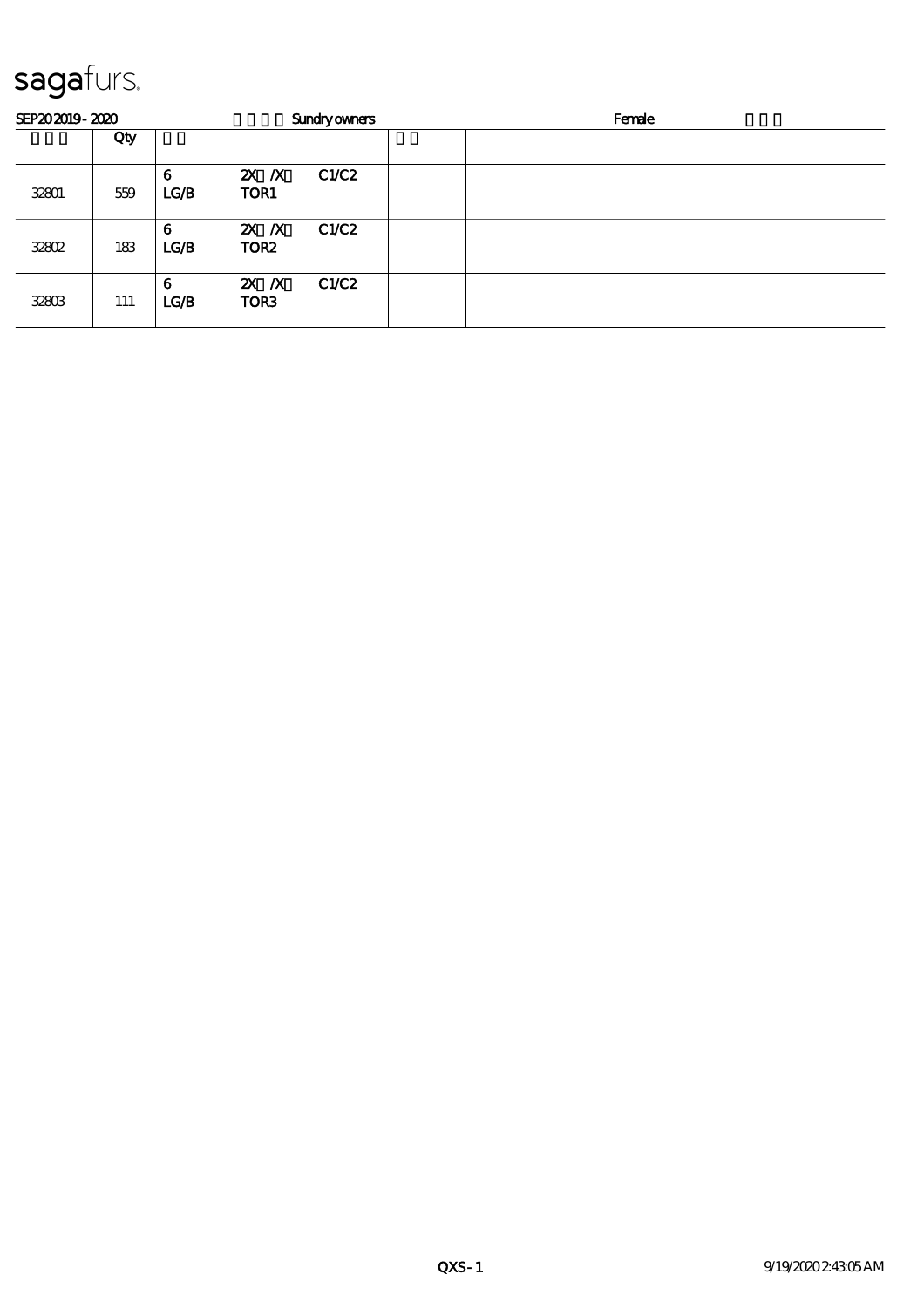# sagafurs.

SEP20 2019 - 2020 Sundry owners Female

| | Qty | | | |
|---|---|---|---|---|
| 32801 | 559 | 6 LG/B  2X /X  TOR1  C1/C2 | | |
| 32802 | 183 | 6 LG/B  2X /X  TOR2  C1/C2 | | |
| 32803 | 111 | 6 LG/B  2X /X  TOR3  C1/C2 | | |

QXS - 1  9/19/2020 2:43:05 AM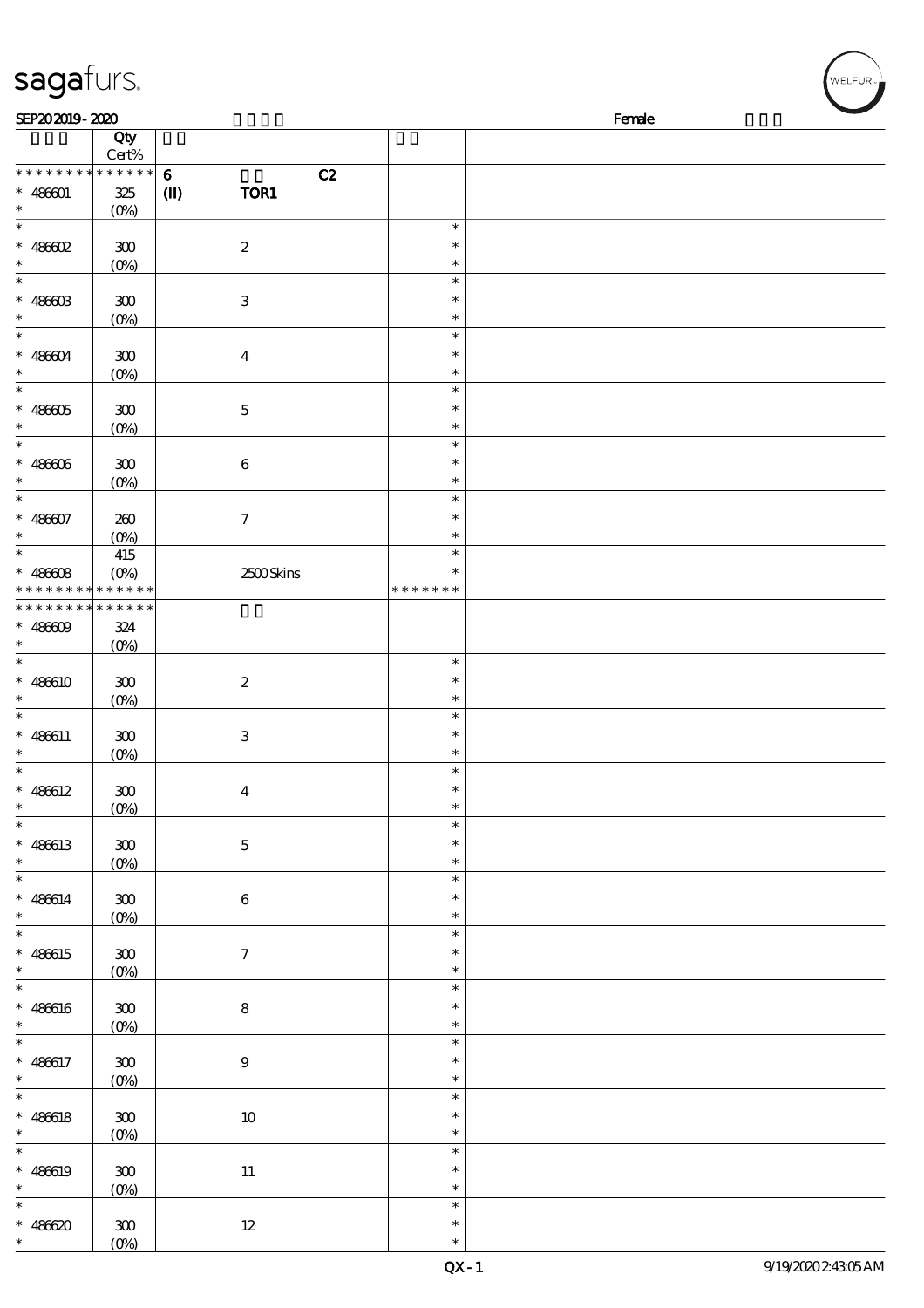| 拍卖号 | Qty Cert% | 说明 | | 价格 | |
|---|---|---|---|---|---|
| * * * * * * * * * * * * * * | 6 (II) | 白色 TOR1 | C2 | | |
| * 486601 * | 325 (0%) | | | | |
| * 486602 * | 300 (0%) | 2 | | * * * | |
| * 486603 * | 300 (0%) | 3 | | * * * | |
| * 486604 * | 300 (0%) | 4 | | * * * | |
| * 486605 * | 300 (0%) | 5 | | * * * | |
| * 486606 * | 300 (0%) | 6 | | * * * | |
| * 486607 * | 260 (0%) | 7 | | * * * | |
| * 486608 * * * * * * * * * * * * * | 415 (0%) | 2500 Skins | | * * * * * * * * | |
| * * * * * * * * * * * * * * | | 白色 | | | |
| * 486609 * | 324 (0%) | | | | |
| * 486610 * | 300 (0%) | 2 | | * * * | |
| * 486611 * | 300 (0%) | 3 | | * * * | |
| * 486612 * | 300 (0%) | 4 | | * * * | |
| * 486613 * | 300 (0%) | 5 | | * * * | |
| * 486614 * | 300 (0%) | 6 | | * * * | |
| * 486615 * | 300 (0%) | 7 | | * * * | |
| * 486616 * | 300 (0%) | 8 | | * * * | |
| * 486617 * | 300 (0%) | 9 | | * * * | |
| * 486618 * | 300 (0%) | 10 | | * * * | |
| * 486619 * | 300 (0%) | 11 | | * * * | |
| * 486620 * | 300 (0%) | 12 | | * * * | |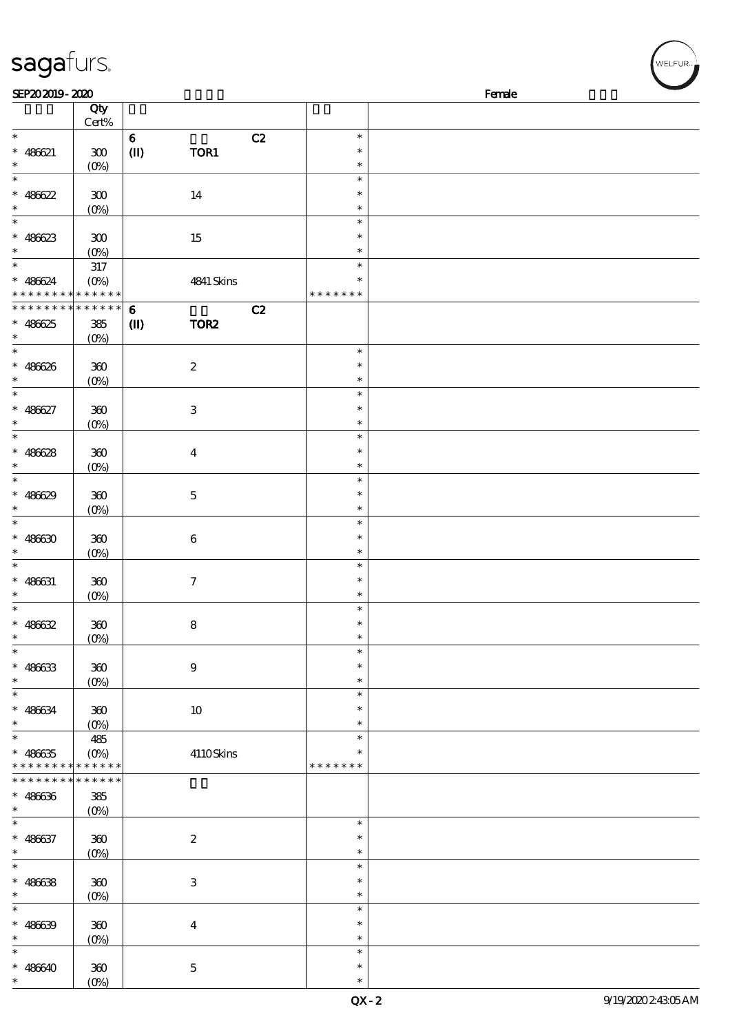SEP20 2019 - 2020 Female

| | Qty Cert% | | | |
|---|---|---|---|---|
| * | | 6 C2 | * | |
| * 486621 | 300 | (II) TOR1 | * | |
| * | (0%) | | * | |
| * | | | * | |
| * 486622 | 300 | 14 | * | |
| * | (0%) | | * | |
| * | | | * | |
| * 486623 | 300 | 15 | * | |
| * | (0%) | | * | |
| * | 317 | | * | |
| * 486624 | (0%) | 4841 Skins | * | |
| * * * * * * * * * * * * * * | | | * * * * * * * | |
| * * * * * * * * * * * * * * | | 6 C2 | | |
| * 486625 | 385 | (II) TOR2 | | |
| * | (0%) | | | |
| * | | | * | |
| * 486626 | 360 | 2 | * | |
| * | (0%) | | * | |
| * | | | * | |
| * 486627 | 360 | 3 | * | |
| * | (0%) | | * | |
| * | | | * | |
| * 486628 | 360 | 4 | * | |
| * | (0%) | | * | |
| * | | | * | |
| * 486629 | 360 | 5 | * | |
| * | (0%) | | * | |
| * | | | * | |
| * 486630 | 360 | 6 | * | |
| * | (0%) | | * | |
| * | | | * | |
| * 486631 | 360 | 7 | * | |
| * | (0%) | | * | |
| * | | | * | |
| * 486632 | 360 | 8 | * | |
| * | (0%) | | * | |
| * | | | * | |
| * 486633 | 360 | 9 | * | |
| * | (0%) | | * | |
| * | | | * | |
| * 486634 | 360 | 10 | * | |
| * | (0%) | | * | |
| * | 485 | | * | |
| * 486635 | (0%) | 4110 Skins | * | |
| * * * * * * * * * * * * * * | | | * * * * * * * | |
| * * * * * * * * * * * * * * | | | | |
| * 486636 | 385 | | | |
| * | (0%) | | | |
| * | | | * | |
| * 486637 | 360 | 2 | * | |
| * | (0%) | | * | |
| * | | | * | |
| * 486638 | 360 | 3 | * | |
| * | (0%) | | * | |
| * | | | * | |
| * 486639 | 360 | 4 | * | |
| * | (0%) | | * | |
| * | | | * | |
| * 486640 | 360 | 5 | * | |
| * | (0%) | | * | |

QX - 2 9/19/2020 2:43:05 AM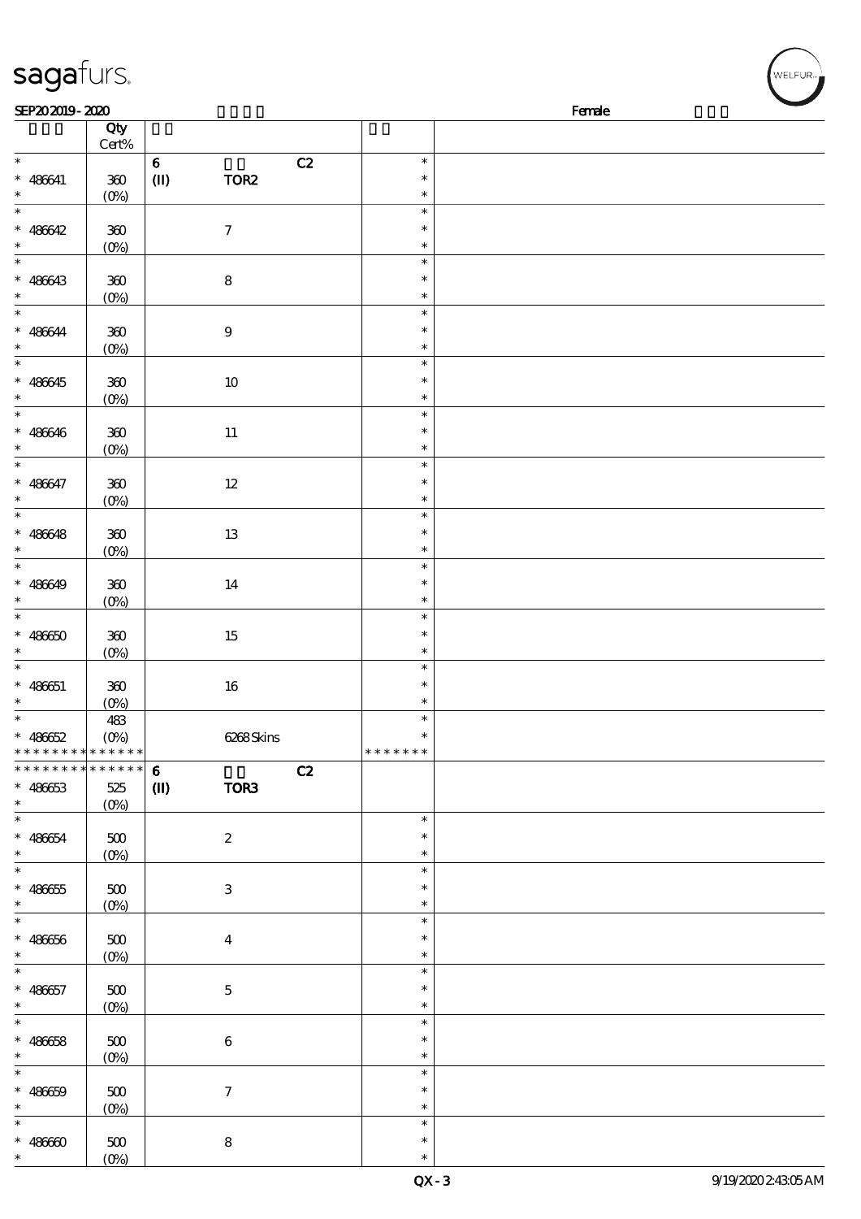| | Qty Cert% | | | |
|---|---|---|---|---|
| * | | 6 C2 | * | |
| * 486641 | 360 | (II) TOR2 | * | |
| * | (0%) | | * | |
| * | | | * | |
| * 486642 | 360 | 7 | * | |
| * | (0%) | | * | |
| * | | | * | |
| * 486643 | 360 | 8 | * | |
| * | (0%) | | * | |
| * | | | * | |
| * 486644 | 360 | 9 | * | |
| * | (0%) | | * | |
| * | | | * | |
| * 486645 | 360 | 10 | * | |
| * | (0%) | | * | |
| * | | | * | |
| * 486646 | 360 | 11 | * | |
| * | (0%) | | * | |
| * | | | * | |
| * 486647 | 360 | 12 | * | |
| * | (0%) | | * | |
| * | | | * | |
| * 486648 | 360 | 13 | * | |
| * | (0%) | | * | |
| * | | | * | |
| * 486649 | 360 | 14 | * | |
| * | (0%) | | * | |
| * | | | * | |
| * 486650 | 360 | 15 | * | |
| * | (0%) | | * | |
| * | | | * | |
| * 486651 | 360 | 16 | * | |
| * | (0%) | | * | |
| * | 483 | | * | |
| * 486652 | (0%) | 6268 Skins | * | |
| * * * * * * * * * * * * * * | | | * * * * * * * | |
| * * * * * * * * * * * * * * | | 6 C2 | | |
| * 486653 | 525 | (II) TOR3 | | |
| * | (0%) | | | |
| * | | | * | |
| * 486654 | 500 | 2 | * | |
| * | (0%) | | * | |
| * | | | * | |
| * 486655 | 500 | 3 | * | |
| * | (0%) | | * | |
| * | | | * | |
| * 486656 | 500 | 4 | * | |
| * | (0%) | | * | |
| * | | | * | |
| * 486657 | 500 | 5 | * | |
| * | (0%) | | * | |
| * | | | * | |
| * 486658 | 500 | 6 | * | |
| * | (0%) | | * | |
| * | | | * | |
| * 486659 | 500 | 7 | * | |
| * | (0%) | | * | |
| * | | | * | |
| * 486660 | 500 | 8 | * | |
| * | (0%) | | * | |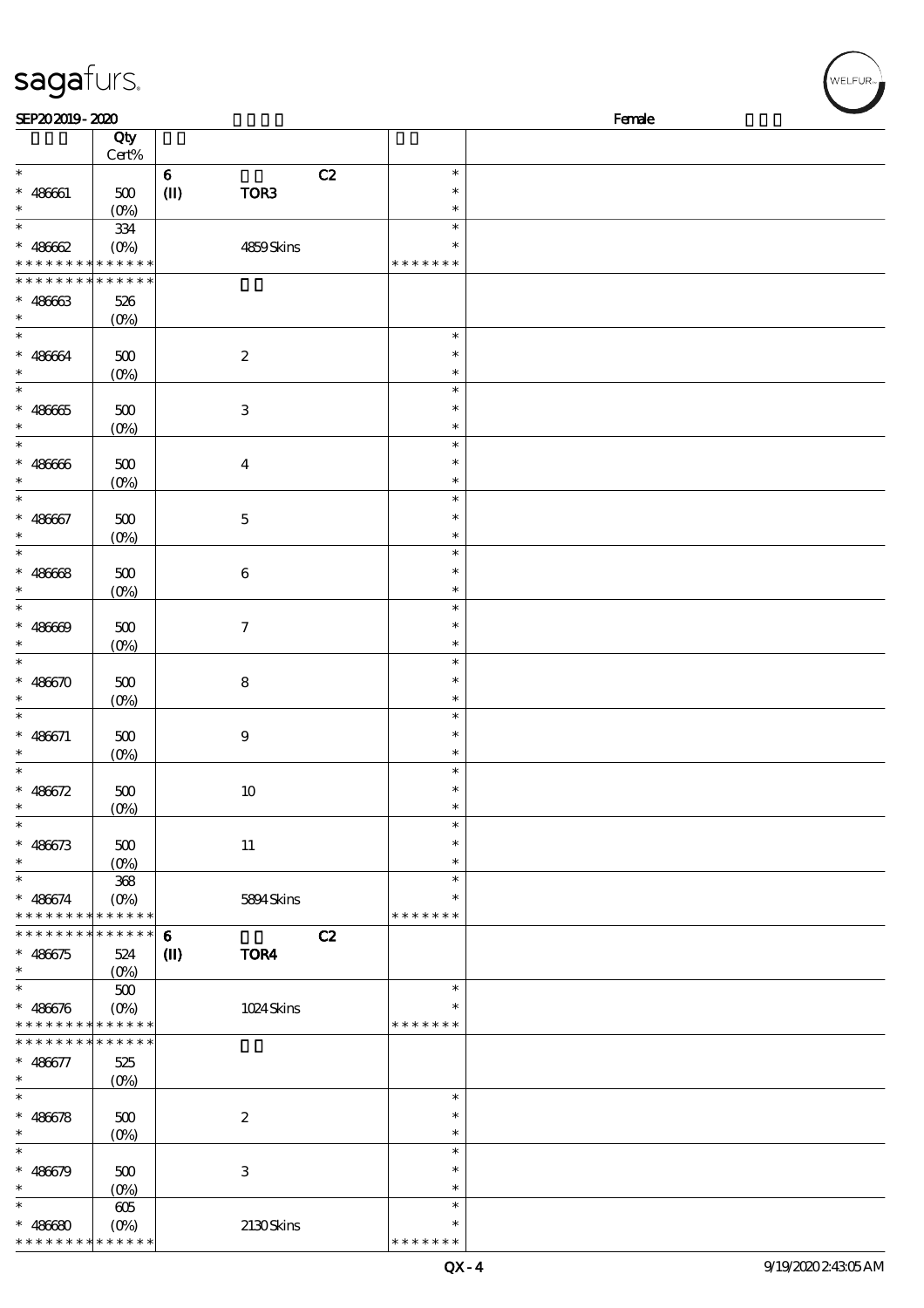sagafurs.

SEP20 2019 - 2020 Female

| Qty Cert% | | | |
|---|---|---|---|
| * | | 6 C2 | * |
| * 486661 | 500 | (II) TOR3 | * |
| * | (0%) | | * |
| * | 334 | | * |
| * 486662 | (0%) | 4859 Skins | * |
| * * * * * * * * * * * * * * | | | * * * * * * * |
| * * * * * * * * * * * * * * | | | |
| * 486663 | 526 | | |
| * | (0%) | | |
| * | | | * |
| * 486664 | 500 | 2 | * |
| * | (0%) | | * |
| * | | | * |
| * 486665 | 500 | 3 | * |
| * | (0%) | | * |
| * | | | * |
| * 486666 | 500 | 4 | * |
| * | (0%) | | * |
| * | | | * |
| * 486667 | 500 | 5 | * |
| * | (0%) | | * |
| * | | | * |
| * 486668 | 500 | 6 | * |
| * | (0%) | | * |
| * | | | * |
| * 486669 | 500 | 7 | * |
| * | (0%) | | * |
| * | | | * |
| * 486670 | 500 | 8 | * |
| * | (0%) | | * |
| * | | | * |
| * 486671 | 500 | 9 | * |
| * | (0%) | | * |
| * | | | * |
| * 486672 | 500 | 10 | * |
| * | (0%) | | * |
| * | | | * |
| * 486673 | 500 | 11 | * |
| * | (0%) | | * |
| * | 368 | | * |
| * 486674 | (0%) | 5894 Skins | * |
| * * * * * * * * * * * * * * | | | * * * * * * * |
| * * * * * * * * * * * * * * | | 6 C2 | |
| * 486675 | 524 | (II) TOR4 | |
| * | (0%) | | |
| * | 500 | | * |
| * 486676 | (0%) | 1024 Skins | * |
| * * * * * * * * * * * * * * | | | * * * * * * * |
| * * * * * * * * * * * * * * | | | |
| * 486677 | 525 | | |
| * | (0%) | | |
| * | | | * |
| * 486678 | 500 | 2 | * |
| * | (0%) | | * |
| * | | | * |
| * 486679 | 500 | 3 | * |
| * | (0%) | | * |
| * | 605 | | * |
| * 486680 | (0%) | 2130 Skins | * |
| * * * * * * * * * * * * * * | | | * * * * * * * |

QX - 4 9/19/2020 2:43:05 AM